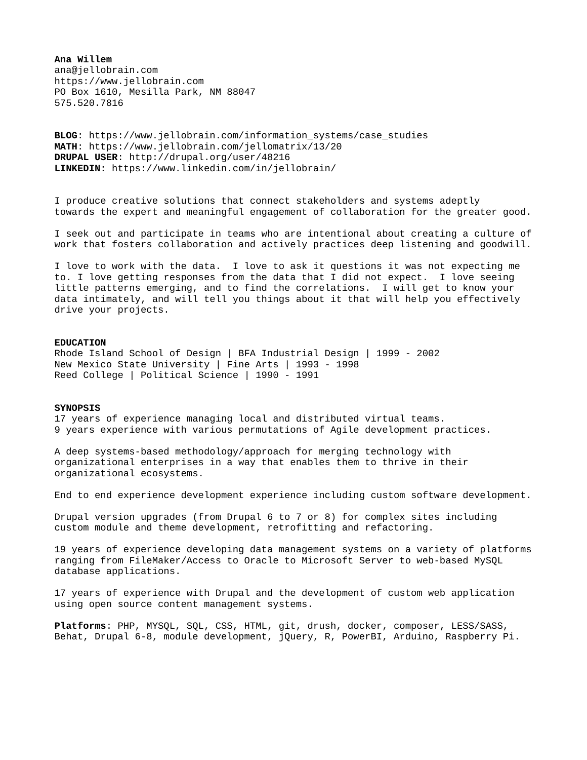**Ana Willem**
ana@jellobrain.com
https://www.jellobrain.com
PO Box 1610, Mesilla Park, NM 88047
575.520.7816

**BLOG**: https://www.jellobrain.com/information_systems/case_studies
**MATH**: https://www.jellobrain.com/jellomatrix/13/20
**DRUPAL USER**: http://drupal.org/user/48216
**LINKEDIN**: https://www.linkedin.com/in/jellobrain/

I produce creative solutions that connect stakeholders and systems adeptly towards the expert and meaningful engagement of collaboration for the greater good.

I seek out and participate in teams who are intentional about creating a culture of work that fosters collaboration and actively practices deep listening and goodwill.

I love to work with the data. I love to ask it questions it was not expecting me to. I love getting responses from the data that I did not expect. I love seeing little patterns emerging, and to find the correlations. I will get to know your data intimately, and will tell you things about it that will help you effectively drive your projects.

**EDUCATION**

Rhode Island School of Design | BFA Industrial Design | 1999 - 2002
New Mexico State University | Fine Arts | 1993 - 1998
Reed College | Political Science | 1990 - 1991

**SYNOPSIS**

17 years of experience managing local and distributed virtual teams.
9 years experience with various permutations of Agile development practices.

A deep systems-based methodology/approach for merging technology with organizational enterprises in a way that enables them to thrive in their organizational ecosystems.

End to end experience development experience including custom software development.

Drupal version upgrades (from Drupal 6 to 7 or 8) for complex sites including custom module and theme development, retrofitting and refactoring.

19 years of experience developing data management systems on a variety of platforms ranging from FileMaker/Access to Oracle to Microsoft Server to web-based MySQL database applications.

17 years of experience with Drupal and the development of custom web application using open source content management systems.

**Platforms**: PHP, MYSQL, SQL, CSS, HTML, git, drush, docker, composer, LESS/SASS, Behat, Drupal 6-8, module development, jQuery, R, PowerBI, Arduino, Raspberry Pi.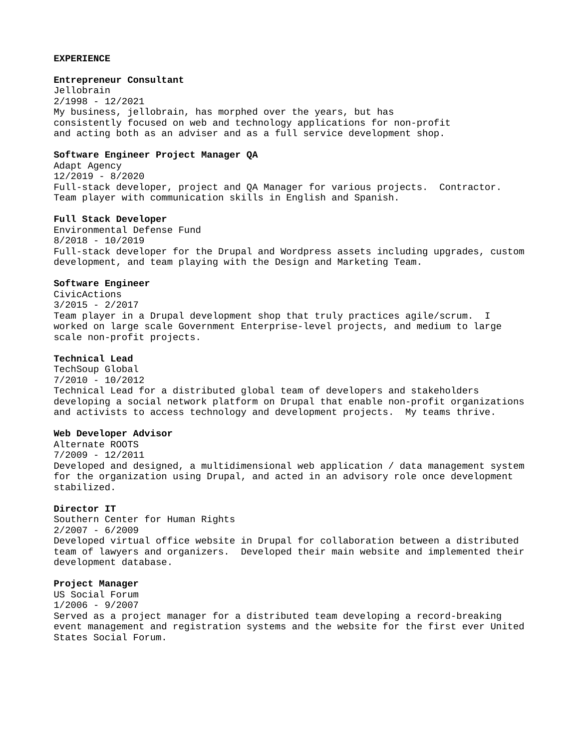## EXPERIENCE

**Entrepreneur Consultant**
Jellobrain
2/1998 - 12/2021
My business, jellobrain, has morphed over the years, but has consistently focused on web and technology applications for non-profit and acting both as an adviser and as a full service development shop.

**Software Engineer Project Manager QA**
Adapt Agency
12/2019 - 8/2020
Full-stack developer, project and QA Manager for various projects.  Contractor. Team player with communication skills in English and Spanish.

**Full Stack Developer**
Environmental Defense Fund
8/2018 - 10/2019
Full-stack developer for the Drupal and Wordpress assets including upgrades, custom development, and team playing with the Design and Marketing Team.

**Software Engineer**
CivicActions
3/2015 - 2/2017
Team player in a Drupal development shop that truly practices agile/scrum.  I worked on large scale Government Enterprise-level projects, and medium to large scale non-profit projects.

**Technical Lead**
TechSoup Global
7/2010 - 10/2012
Technical Lead for a distributed global team of developers and stakeholders developing a social network platform on Drupal that enable non-profit organizations and activists to access technology and development projects.  My teams thrive.

**Web Developer Advisor**
Alternate ROOTS
7/2009 - 12/2011
Developed and designed, a multidimensional web application / data management system for the organization using Drupal, and acted in an advisory role once development stabilized.

**Director IT**
Southern Center for Human Rights
2/2007 - 6/2009
Developed virtual office website in Drupal for collaboration between a distributed team of lawyers and organizers.  Developed their main website and implemented their development database.

**Project Manager**
US Social Forum
1/2006 - 9/2007
Served as a project manager for a distributed team developing a record-breaking event management and registration systems and the website for the first ever United States Social Forum.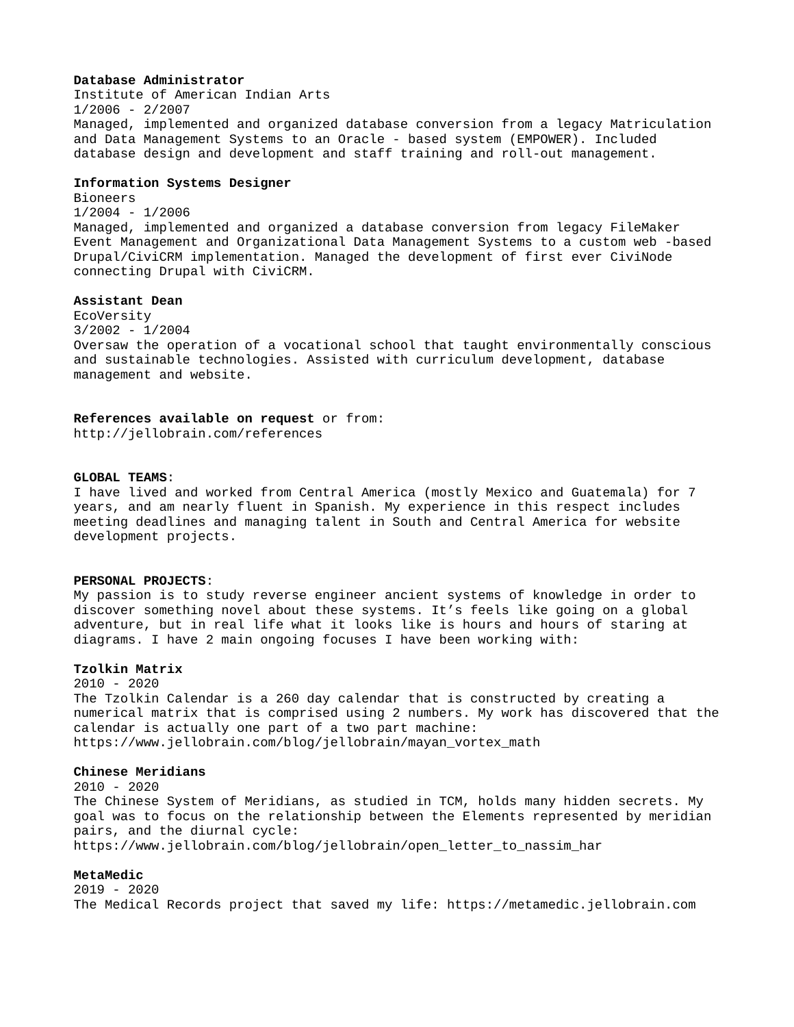**Database Administrator**
Institute of American Indian Arts
1/2006 - 2/2007
Managed, implemented and organized database conversion from a legacy Matriculation and Data Management Systems to an Oracle - based system (EMPOWER). Included database design and development and staff training and roll-out management.

**Information Systems Designer**
Bioneers
1/2004 - 1/2006
Managed, implemented and organized a database conversion from legacy FileMaker Event Management and Organizational Data Management Systems to a custom web -based Drupal/CiviCRM implementation. Managed the development of first ever CiviNode connecting Drupal with CiviCRM.

**Assistant Dean**
EcoVersity
3/2002 - 1/2004
Oversaw the operation of a vocational school that taught environmentally conscious and sustainable technologies. Assisted with curriculum development, database management and website.

**References available on request** or from:
http://jellobrain.com/references

**GLOBAL TEAMS**:
I have lived and worked from Central America (mostly Mexico and Guatemala) for 7 years, and am nearly fluent in Spanish. My experience in this respect includes meeting deadlines and managing talent in South and Central America for website development projects.

**PERSONAL PROJECTS**:
My passion is to study reverse engineer ancient systems of knowledge in order to discover something novel about these systems. It's feels like going on a global adventure, but in real life what it looks like is hours and hours of staring at diagrams. I have 2 main ongoing focuses I have been working with:

**Tzolkin Matrix**
2010 - 2020
The Tzolkin Calendar is a 260 day calendar that is constructed by creating a numerical matrix that is comprised using 2 numbers. My work has discovered that the calendar is actually one part of a two part machine:
https://www.jellobrain.com/blog/jellobrain/mayan_vortex_math

**Chinese Meridians**
2010 - 2020
The Chinese System of Meridians, as studied in TCM, holds many hidden secrets. My goal was to focus on the relationship between the Elements represented by meridian pairs, and the diurnal cycle:
https://www.jellobrain.com/blog/jellobrain/open_letter_to_nassim_har

**MetaMedic**
2019 - 2020
The Medical Records project that saved my life: https://metamedic.jellobrain.com